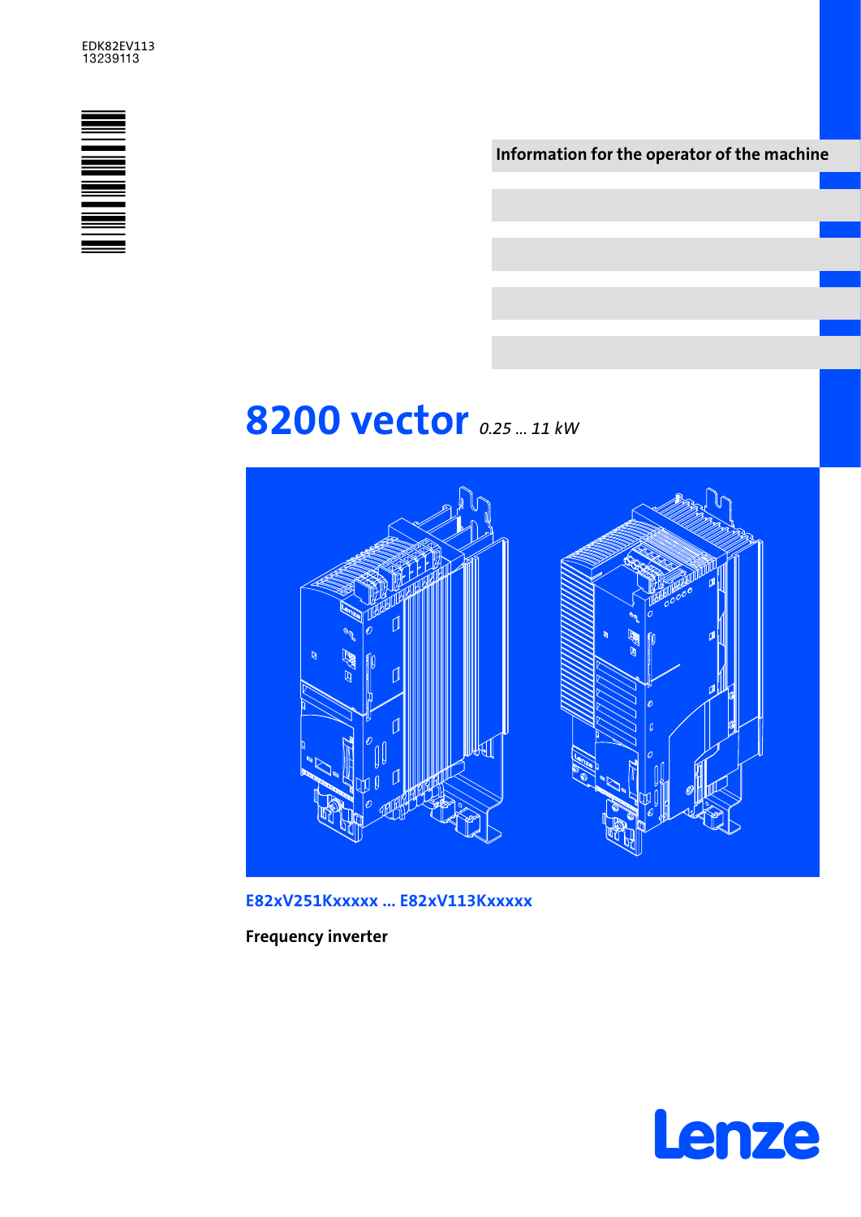EDK82EV113
13239113

Information for the operator of the machine

# 8200 vector *0.25 ... 11 kW*

E82xV251Kxxxxx ... E82xV113Kxxxxx

**Frequency inverter**

Lenze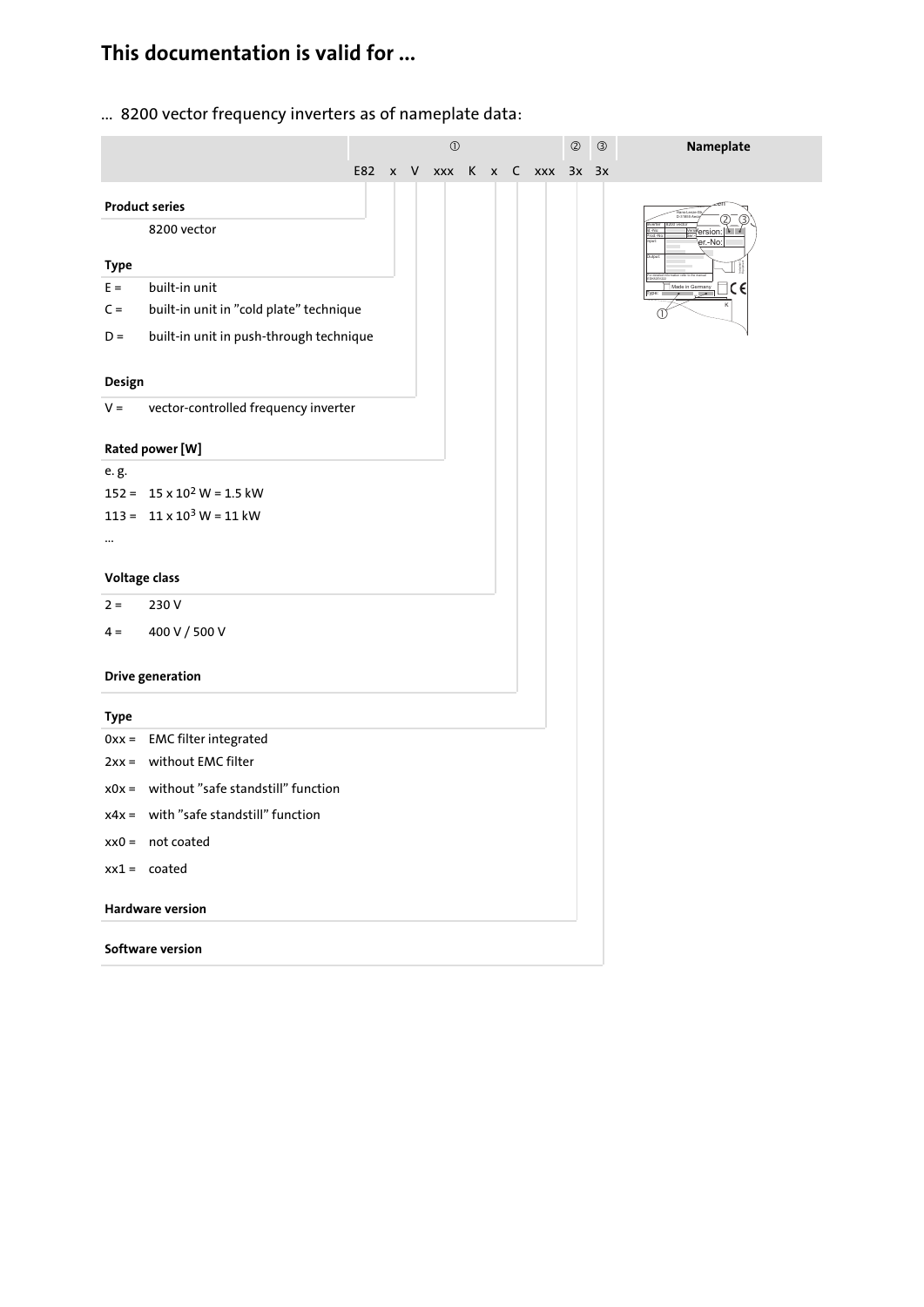# This documentation is valid for ...

... 8200 vector frequency inverters as of nameplate data:

| | ① | ② | ③ | Nameplate |
|---|---|---|---|---|
| | E82 x V xxx K x C xxx | 3x | 3x | |

**Product series**

8200 vector

**Type**

E = built-in unit

C = built-in unit in "cold plate" technique

D = built-in unit in push-through technique

**Design**

V = vector-controlled frequency inverter

**Rated power [W]**

e. g.

152 = $15 \times 10^2$ W = 1.5 kW

113 = $11 \times 10^3$ W = 11 kW

...

**Voltage class**

2 = 230 V

4 = 400 V / 500 V

**Drive generation**

**Type**

0xx = EMC filter integrated

2xx = without EMC filter

x0x = without "safe standstill" function

x4x = with "safe standstill" function

xx0 = not coated

xx1 = coated

**Hardware version**

**Software version**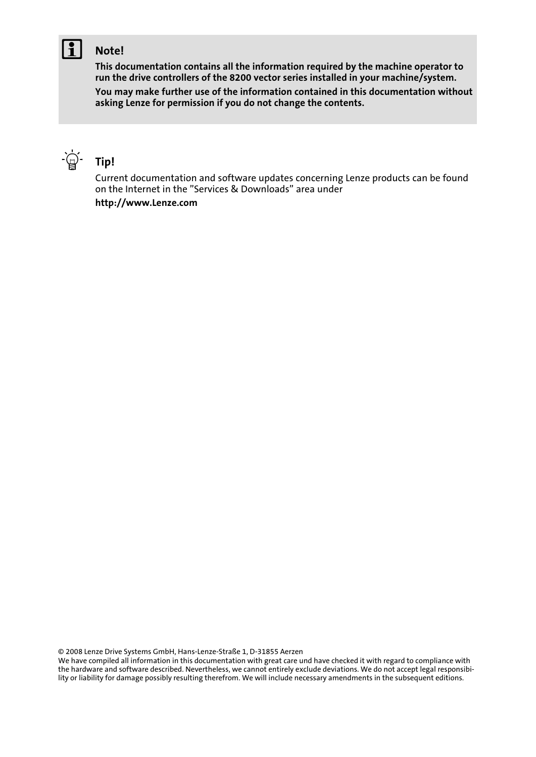**Note!**

**This documentation contains all the information required by the machine operator to run the drive controllers of the 8200 vector series installed in your machine/system.**

**You may make further use of the information contained in this documentation without asking Lenze for permission if you do not change the contents.**

**Tip!**

Current documentation and software updates concerning Lenze products can be found on the Internet in the "Services & Downloads" area under

**http://www.Lenze.com**

© 2008 Lenze Drive Systems GmbH, Hans-Lenze-Straße 1, D-31855 Aerzen
We have compiled all information in this documentation with great care und have checked it with regard to compliance with the hardware and software described. Nevertheless, we cannot entirely exclude deviations. We do not accept legal responsibility or liability for damage possibly resulting therefrom. We will include necessary amendments in the subsequent editions.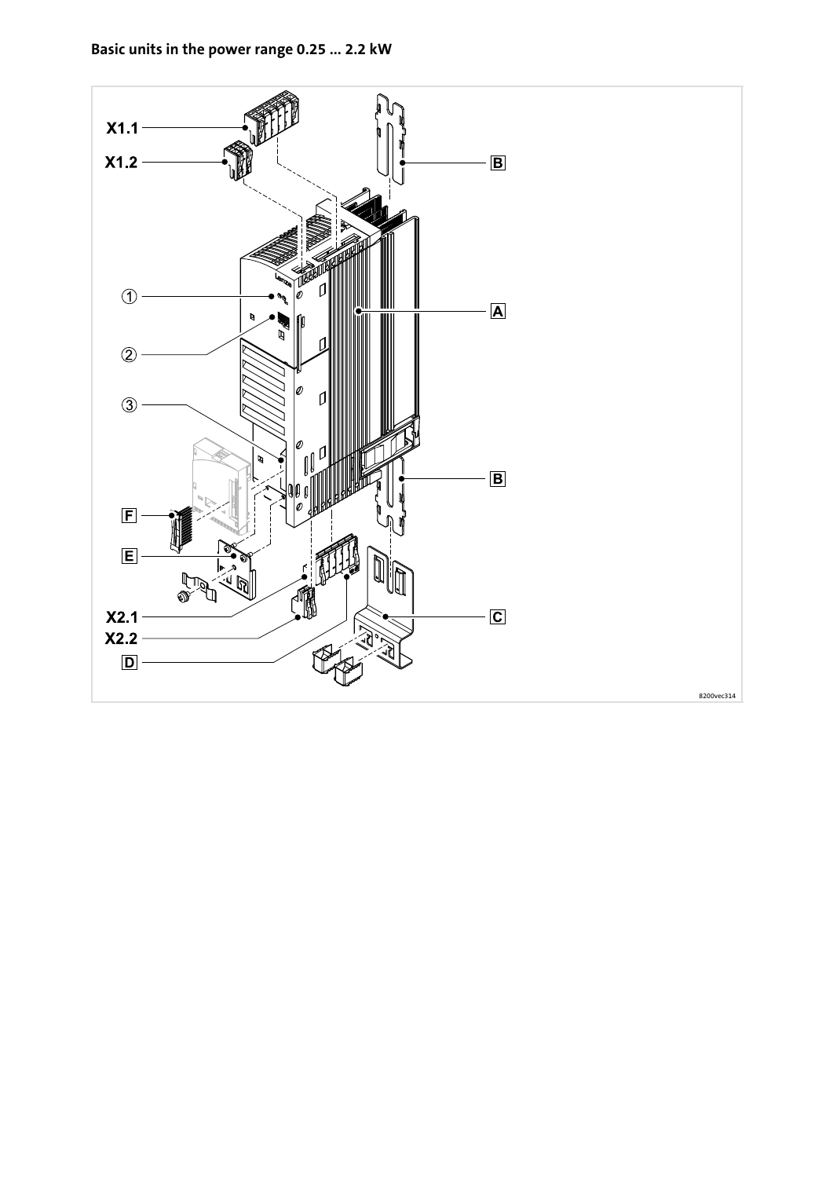**Basic units in the power range 0.25 ... 2.2 kW**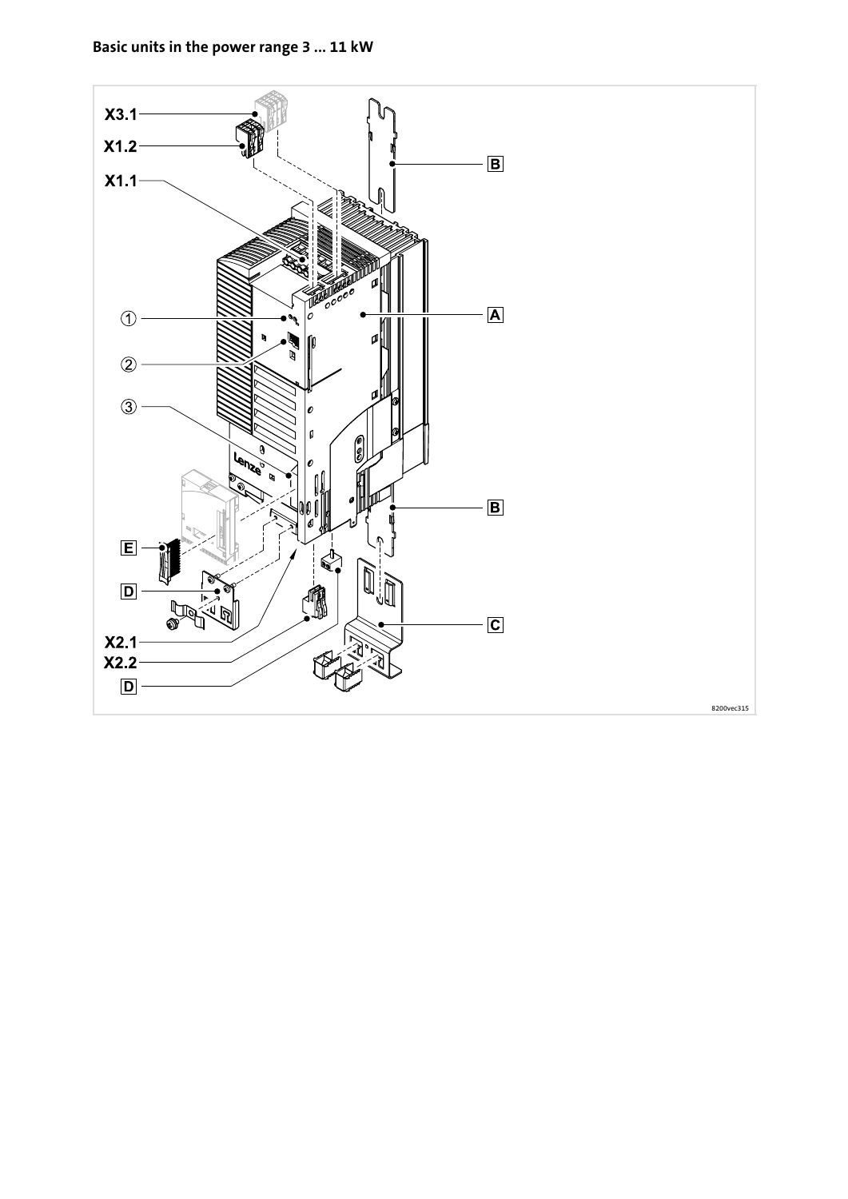**Basic units in the power range 3 ... 11 kW**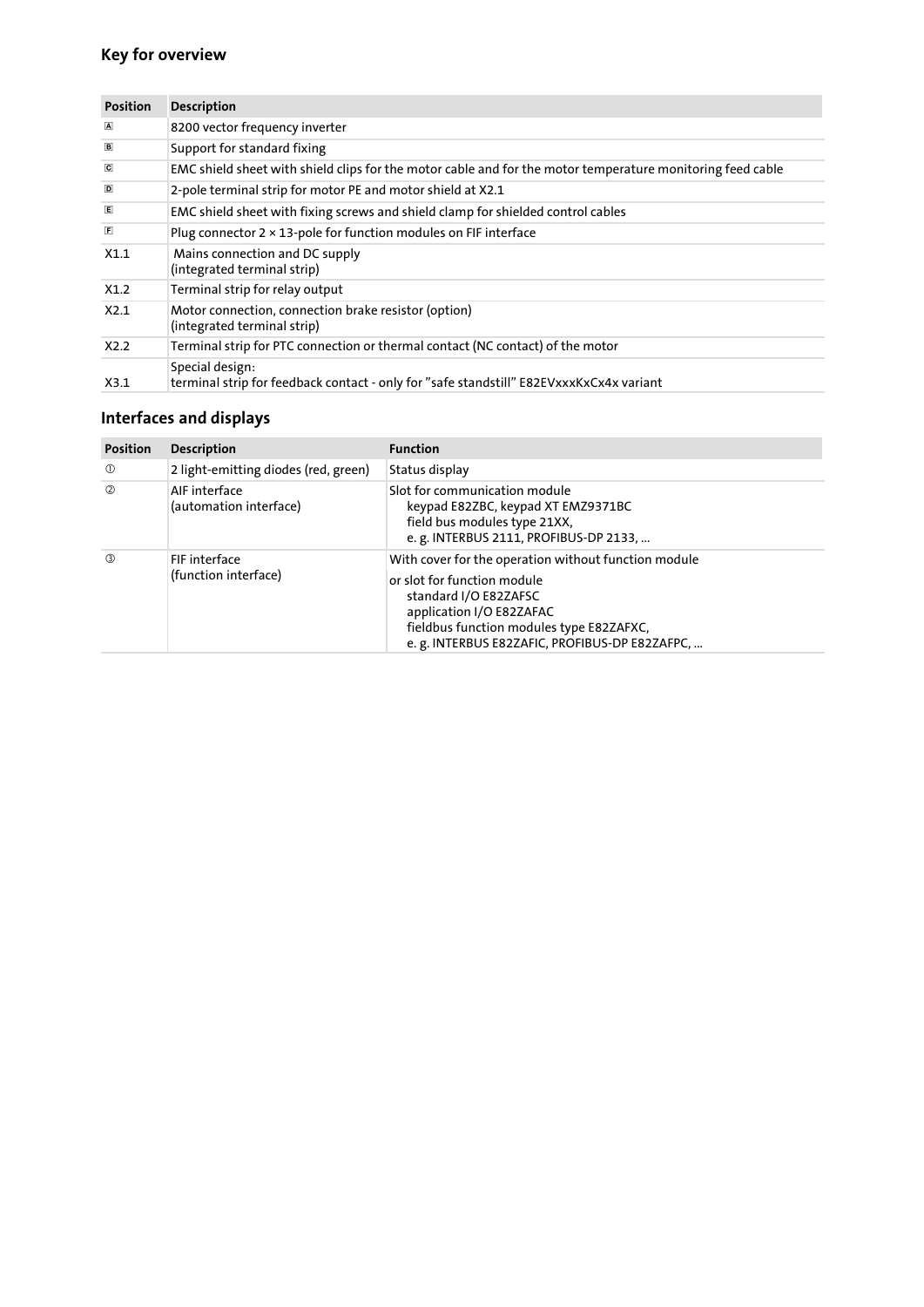## Key for overview

| Position | Description |
|---|---|
| A | 8200 vector frequency inverter |
| B | Support for standard fixing |
| C | EMC shield sheet with shield clips for the motor cable and for the motor temperature monitoring feed cable |
| D | 2-pole terminal strip for motor PE and motor shield at X2.1 |
| E | EMC shield sheet with fixing screws and shield clamp for shielded control cables |
| F | Plug connector 2 × 13-pole for function modules on FIF interface |
| X1.1 | Mains connection and DC supply<br>(integrated terminal strip) |
| X1.2 | Terminal strip for relay output |
| X2.1 | Motor connection, connection brake resistor (option)<br>(integrated terminal strip) |
| X2.2 | Terminal strip for PTC connection or thermal contact (NC contact) of the motor |
| X3.1 | Special design:<br>terminal strip for feedback contact - only for "safe standstill" E82EVxxxKxCx4x variant |

## Interfaces and displays

| Position | Description | Function |
|---|---|---|
| ① | 2 light-emitting diodes (red, green) | Status display |
| ② | AIF interface<br>(automation interface) | Slot for communication module<br>keypad E82ZBC, keypad XT EMZ9371BC<br>field bus modules type 21XX,<br>e. g. INTERBUS 2111, PROFIBUS-DP 2133, ... |
| ③ | FIF interface<br>(function interface) | With cover for the operation without function module<br>or slot for function module<br>standard I/O E82ZAFSC<br>application I/O E82ZAFAC<br>fieldbus function modules type E82ZAFXC,<br>e. g. INTERBUS E82ZAFIC, PROFIBUS-DP E82ZAFPC, ... |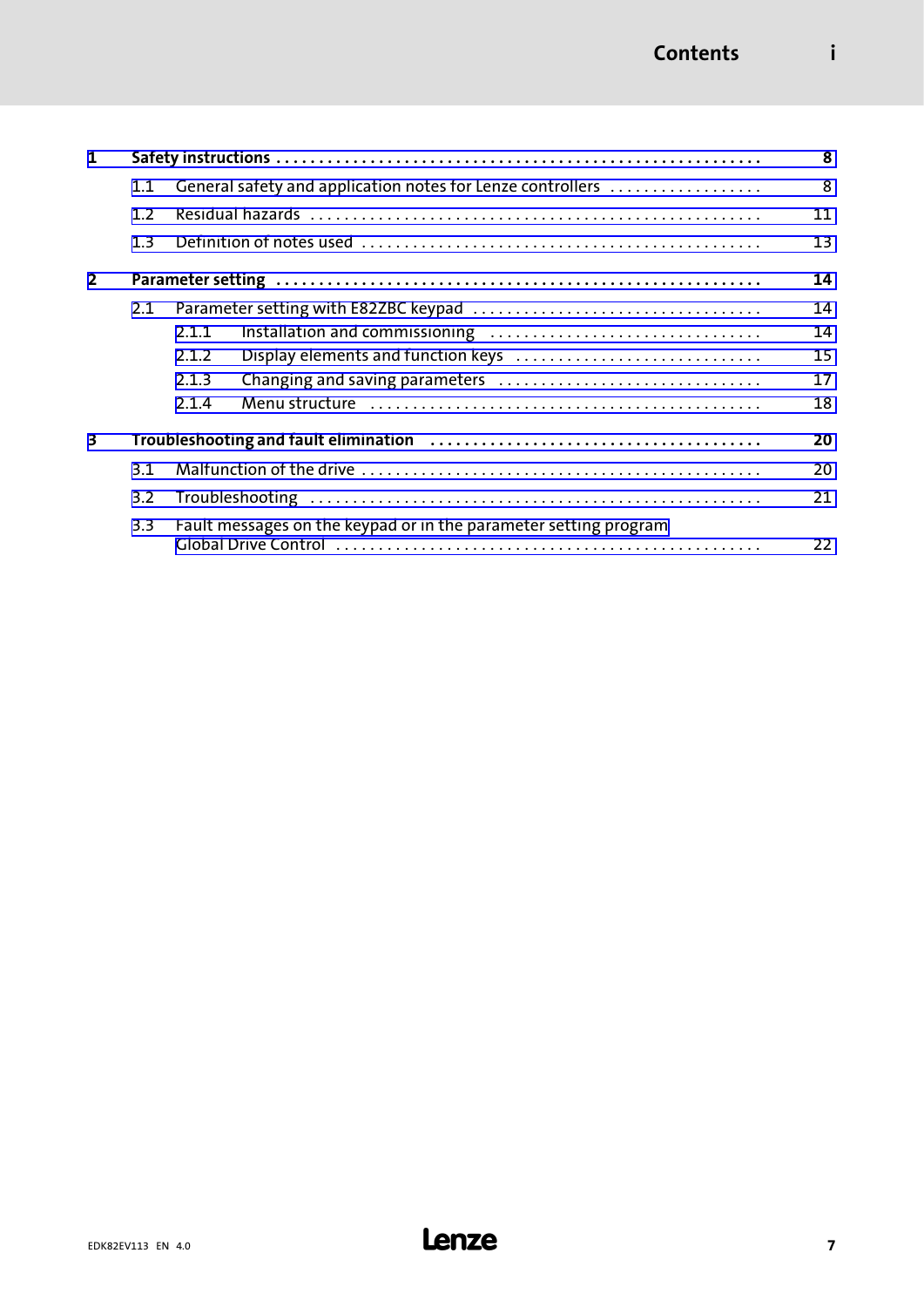# Contents

| | | | |
|---|---|---|---|
| **1** | **Safety instructions** | | **8** |
| | 1.1 | General safety and application notes for Lenze controllers | 8 |
| | 1.2 | Residual hazards | 11 |
| | 1.3 | Definition of notes used | 13 |
| **2** | **Parameter setting** | | **14** |
| | 2.1 | Parameter setting with E82ZBC keypad | 14 |
| | 2.1.1 | Installation and commissioning | 14 |
| | 2.1.2 | Display elements and function keys | 15 |
| | 2.1.3 | Changing and saving parameters | 17 |
| | 2.1.4 | Menu structure | 18 |
| **3** | **Troubleshooting and fault elimination** | | **20** |
| | 3.1 | Malfunction of the drive | 20 |
| | 3.2 | Troubleshooting | 21 |
| | 3.3 | Fault messages on the keypad or in the parameter setting program Global Drive Control | 22 |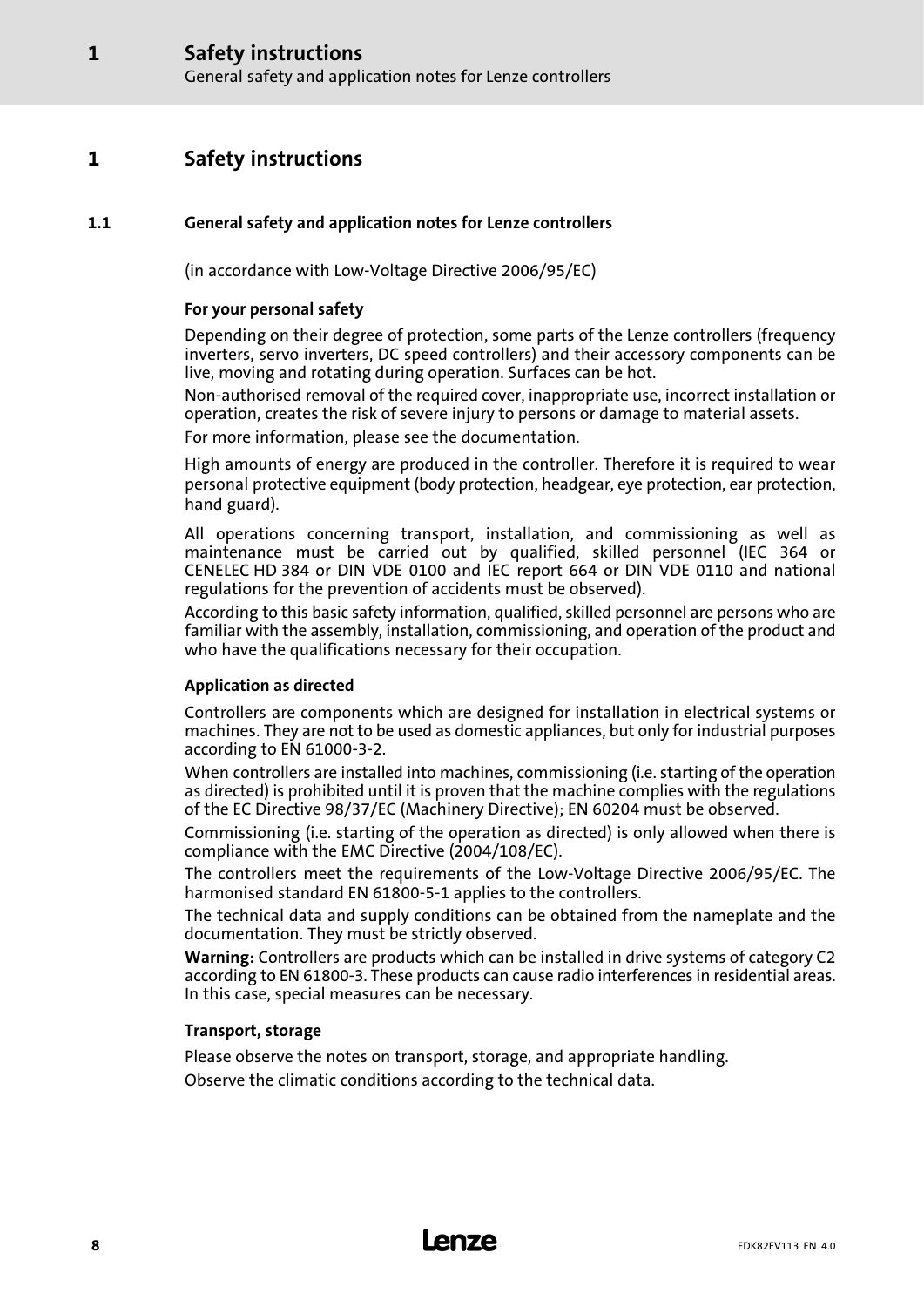# 1 Safety instructions

## 1.1 General safety and application notes for Lenze controllers

(in accordance with Low-Voltage Directive 2006/95/EC)

### For your personal safety

Depending on their degree of protection, some parts of the Lenze controllers (frequency inverters, servo inverters, DC speed controllers) and their accessory components can be live, moving and rotating during operation. Surfaces can be hot.

Non-authorised removal of the required cover, inappropriate use, incorrect installation or operation, creates the risk of severe injury to persons or damage to material assets.

For more information, please see the documentation.

High amounts of energy are produced in the controller. Therefore it is required to wear personal protective equipment (body protection, headgear, eye protection, ear protection, hand guard).

All operations concerning transport, installation, and commissioning as well as maintenance must be carried out by qualified, skilled personnel (IEC 364 or CENELEC HD 384 or DIN VDE 0100 and IEC report 664 or DIN VDE 0110 and national regulations for the prevention of accidents must be observed).

According to this basic safety information, qualified, skilled personnel are persons who are familiar with the assembly, installation, commissioning, and operation of the product and who have the qualifications necessary for their occupation.

### Application as directed

Controllers are components which are designed for installation in electrical systems or machines. They are not to be used as domestic appliances, but only for industrial purposes according to EN 61000-3-2.

When controllers are installed into machines, commissioning (i.e. starting of the operation as directed) is prohibited until it is proven that the machine complies with the regulations of the EC Directive 98/37/EC (Machinery Directive); EN 60204 must be observed.

Commissioning (i.e. starting of the operation as directed) is only allowed when there is compliance with the EMC Directive (2004/108/EC).

The controllers meet the requirements of the Low-Voltage Directive 2006/95/EC. The harmonised standard EN 61800-5-1 applies to the controllers.

The technical data and supply conditions can be obtained from the nameplate and the documentation. They must be strictly observed.

**Warning:** Controllers are products which can be installed in drive systems of category C2 according to EN 61800-3. These products can cause radio interferences in residential areas. In this case, special measures can be necessary.

### Transport, storage

Please observe the notes on transport, storage, and appropriate handling.

Observe the climatic conditions according to the technical data.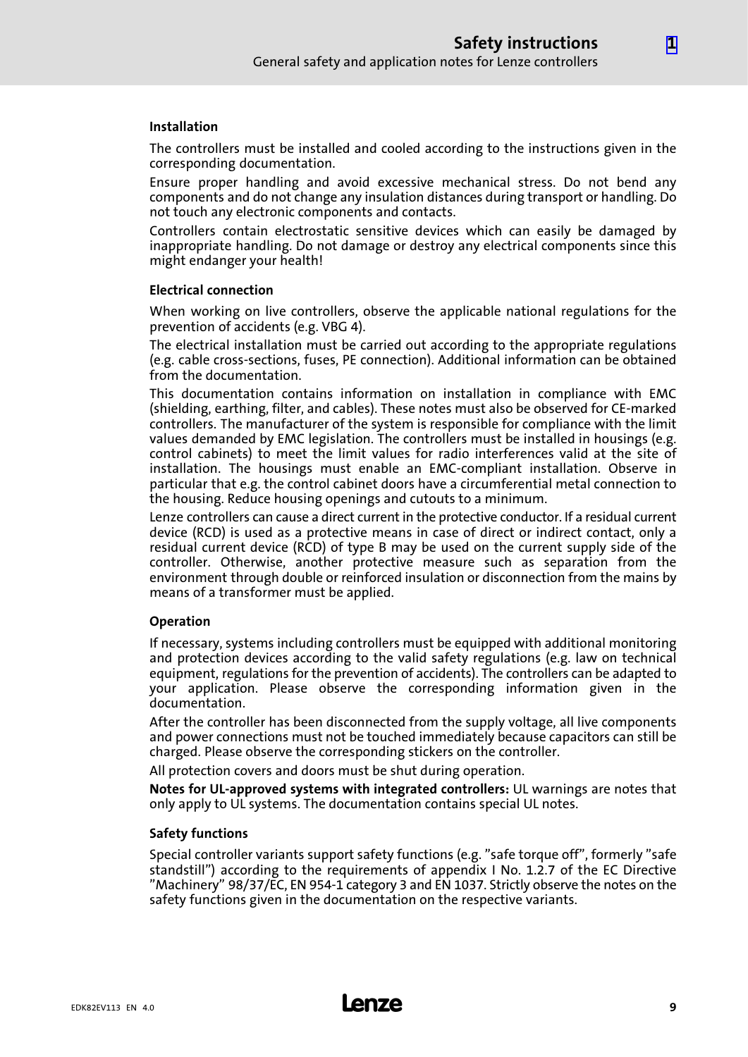#### Installation

The controllers must be installed and cooled according to the instructions given in the corresponding documentation.

Ensure proper handling and avoid excessive mechanical stress. Do not bend any components and do not change any insulation distances during transport or handling. Do not touch any electronic components and contacts.

Controllers contain electrostatic sensitive devices which can easily be damaged by inappropriate handling. Do not damage or destroy any electrical components since this might endanger your health!

#### Electrical connection

When working on live controllers, observe the applicable national regulations for the prevention of accidents (e.g. VBG 4).

The electrical installation must be carried out according to the appropriate regulations (e.g. cable cross-sections, fuses, PE connection). Additional information can be obtained from the documentation.

This documentation contains information on installation in compliance with EMC (shielding, earthing, filter, and cables). These notes must also be observed for CE-marked controllers. The manufacturer of the system is responsible for compliance with the limit values demanded by EMC legislation. The controllers must be installed in housings (e.g. control cabinets) to meet the limit values for radio interferences valid at the site of installation. The housings must enable an EMC-compliant installation. Observe in particular that e.g. the control cabinet doors have a circumferential metal connection to the housing. Reduce housing openings and cutouts to a minimum.

Lenze controllers can cause a direct current in the protective conductor. If a residual current device (RCD) is used as a protective means in case of direct or indirect contact, only a residual current device (RCD) of type B may be used on the current supply side of the controller. Otherwise, another protective measure such as separation from the environment through double or reinforced insulation or disconnection from the mains by means of a transformer must be applied.

#### Operation

If necessary, systems including controllers must be equipped with additional monitoring and protection devices according to the valid safety regulations (e.g. law on technical equipment, regulations for the prevention of accidents). The controllers can be adapted to your application. Please observe the corresponding information given in the documentation.

After the controller has been disconnected from the supply voltage, all live components and power connections must not be touched immediately because capacitors can still be charged. Please observe the corresponding stickers on the controller.

All protection covers and doors must be shut during operation.

**Notes for UL-approved systems with integrated controllers:** UL warnings are notes that only apply to UL systems. The documentation contains special UL notes.

#### Safety functions

Special controller variants support safety functions (e.g. "safe torque off", formerly "safe standstill") according to the requirements of appendix I No. 1.2.7 of the EC Directive "Machinery" 98/37/EC, EN 954-1 category 3 and EN 1037. Strictly observe the notes on the safety functions given in the documentation on the respective variants.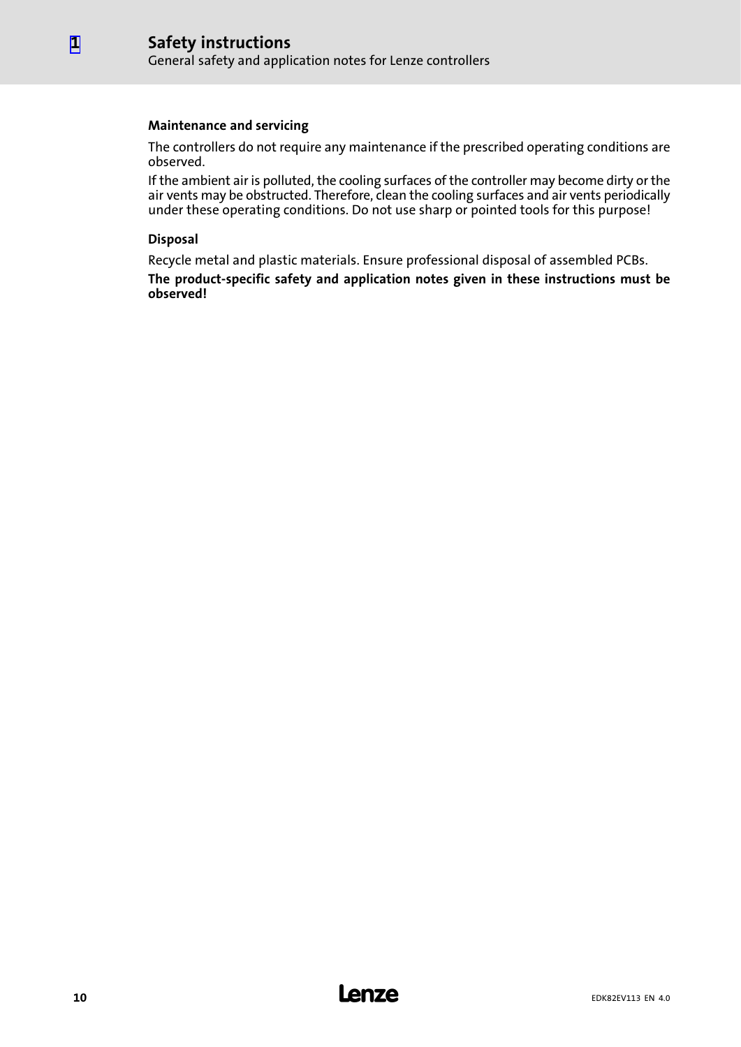#### Maintenance and servicing

The controllers do not require any maintenance if the prescribed operating conditions are observed.

If the ambient air is polluted, the cooling surfaces of the controller may become dirty or the air vents may be obstructed. Therefore, clean the cooling surfaces and air vents periodically under these operating conditions. Do not use sharp or pointed tools for this purpose!

#### Disposal

Recycle metal and plastic materials. Ensure professional disposal of assembled PCBs.

**The product-specific safety and application notes given in these instructions must be observed!**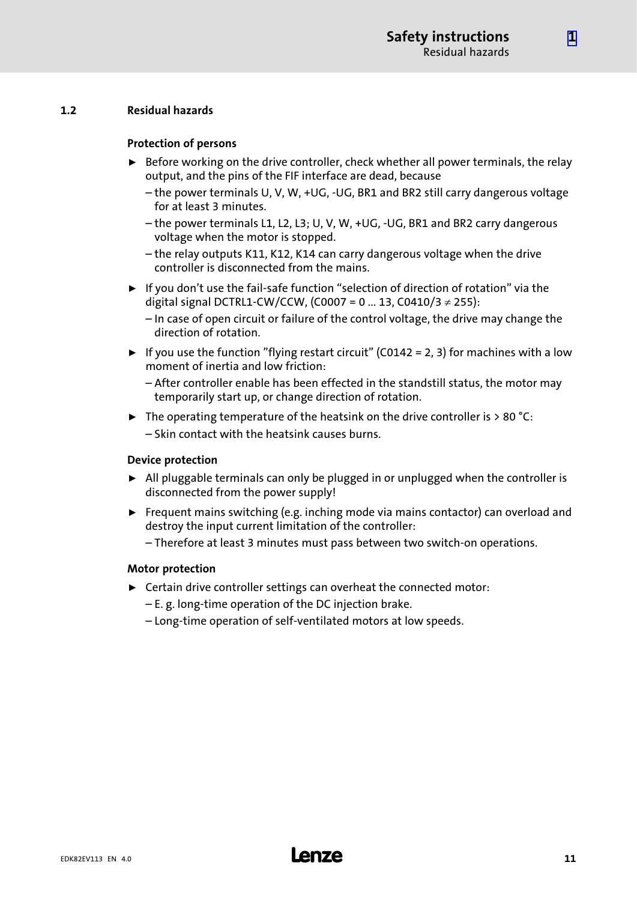## 1.2 Residual hazards

### Protection of persons

- Before working on the drive controller, check whether all power terminals, the relay output, and the pins of the FIF interface are dead, because
  - the power terminals U, V, W, +UG, -UG, BR1 and BR2 still carry dangerous voltage for at least 3 minutes.
  - the power terminals L1, L2, L3; U, V, W, +UG, -UG, BR1 and BR2 carry dangerous voltage when the motor is stopped.
  - the relay outputs K11, K12, K14 can carry dangerous voltage when the drive controller is disconnected from the mains.
- If you don't use the fail-safe function "selection of direction of rotation" via the digital signal DCTRL1-CW/CCW, (C0007 = 0 ... 13, C0410/3 ≠ 255):
  - In case of open circuit or failure of the control voltage, the drive may change the direction of rotation.
- If you use the function "flying restart circuit" (C0142 = 2, 3) for machines with a low moment of inertia and low friction:
  - After controller enable has been effected in the standstill status, the motor may temporarily start up, or change direction of rotation.
- The operating temperature of the heatsink on the drive controller is > 80 °C:
  - Skin contact with the heatsink causes burns.

### Device protection

- All pluggable terminals can only be plugged in or unplugged when the controller is disconnected from the power supply!
- Frequent mains switching (e.g. inching mode via mains contactor) can overload and destroy the input current limitation of the controller:
  - Therefore at least 3 minutes must pass between two switch-on operations.

### Motor protection

- Certain drive controller settings can overheat the connected motor:
  - E. g. long-time operation of the DC injection brake.
  - Long-time operation of self-ventilated motors at low speeds.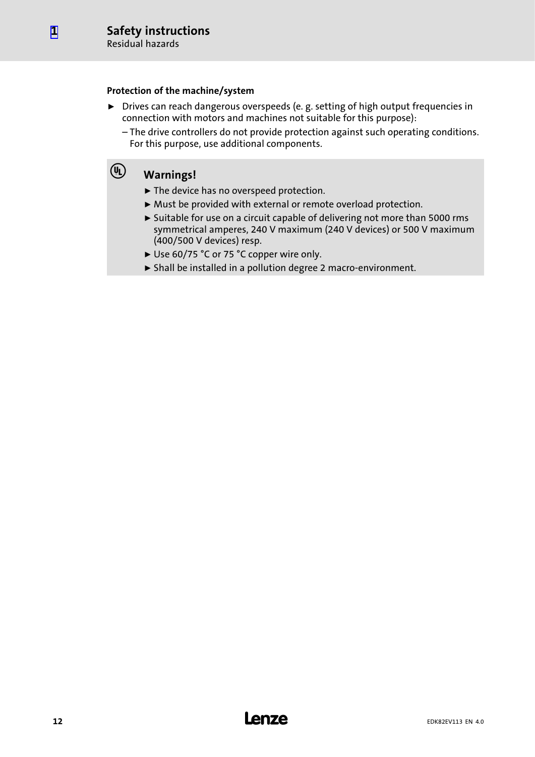#### Protection of the machine/system

- Drives can reach dangerous overspeeds (e. g. setting of high output frequencies in connection with motors and machines not suitable for this purpose):
  - The drive controllers do not provide protection against such operating conditions. For this purpose, use additional components.

### Warnings!

- The device has no overspeed protection.
- Must be provided with external or remote overload protection.
- Suitable for use on a circuit capable of delivering not more than 5000 rms symmetrical amperes, 240 V maximum (240 V devices) or 500 V maximum (400/500 V devices) resp.
- Use 60/75 °C or 75 °C copper wire only.
- Shall be installed in a pollution degree 2 macro-environment.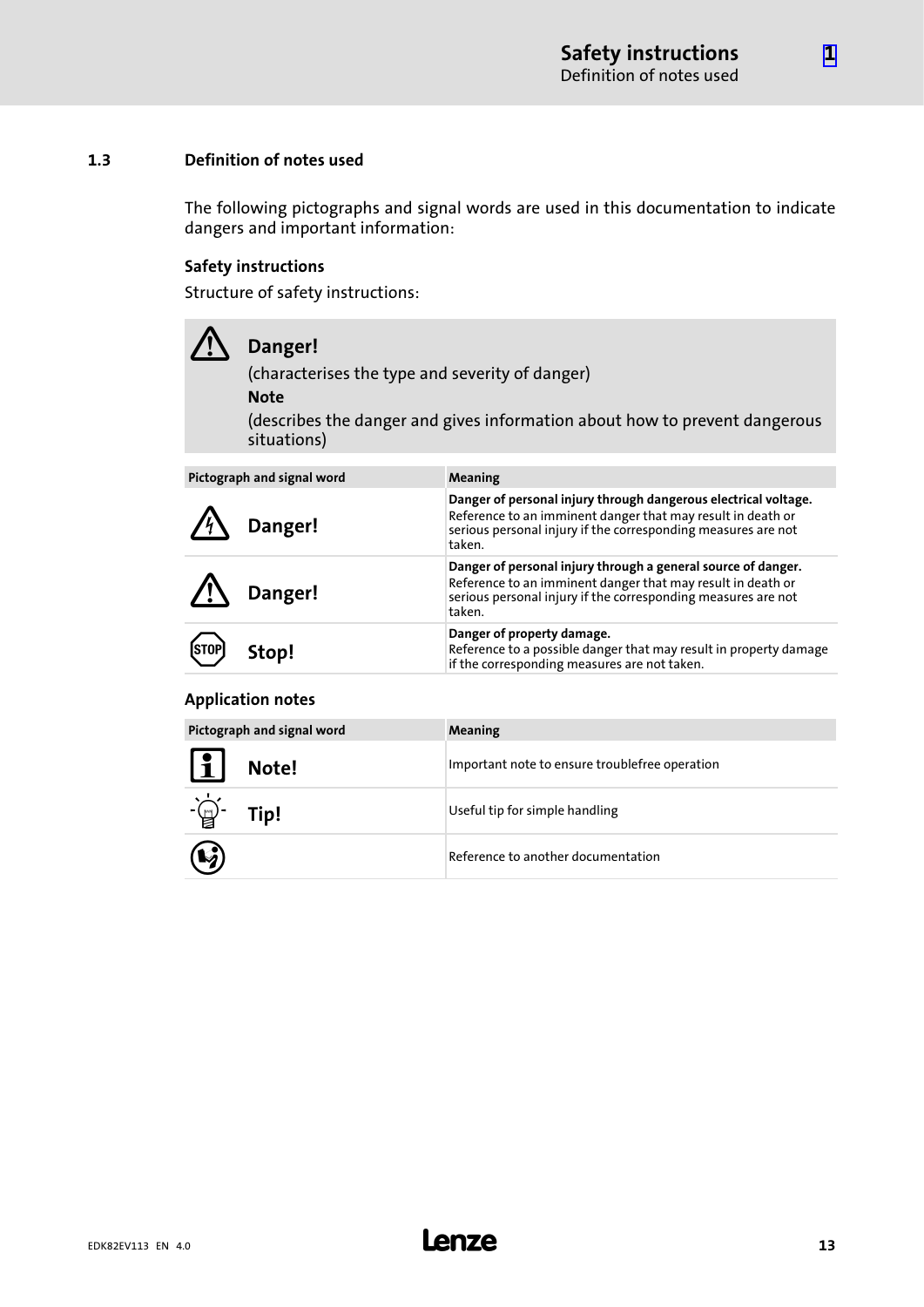## 1.3 Definition of notes used

The following pictographs and signal words are used in this documentation to indicate dangers and important information:

### Safety instructions

Structure of safety instructions:

> **Danger!**
> (characterises the type and severity of danger)
> **Note**
> (describes the danger and gives information about how to prevent dangerous situations)

| Pictograph and signal word | Meaning |
|---|---|
| Danger! | **Danger of personal injury through dangerous electrical voltage.** Reference to an imminent danger that may result in death or serious personal injury if the corresponding measures are not taken. |
| Danger! | **Danger of personal injury through a general source of danger.** Reference to an imminent danger that may result in death or serious personal injury if the corresponding measures are not taken. |
| Stop! | **Danger of property damage.** Reference to a possible danger that may result in property damage if the corresponding measures are not taken. |

### Application notes

| Pictograph and signal word | Meaning |
|---|---|
| Note! | Important note to ensure troublefree operation |
| Tip! | Useful tip for simple handling |
| | Reference to another documentation |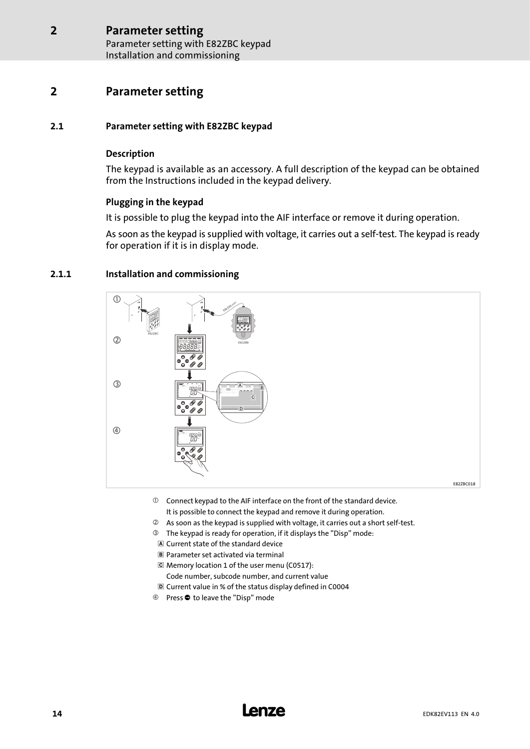# 2 Parameter setting

## 2.1 Parameter setting with E82ZBC keypad

### Description

The keypad is available as an accessory. A full description of the keypad can be obtained from the Instructions included in the keypad delivery.

### Plugging in the keypad

It is possible to plug the keypad into the AIF interface or remove it during operation.

As soon as the keypad is supplied with voltage, it carries out a self-test. The keypad is ready for operation if it is in display mode.

### 2.1.1 Installation and commissioning

E82ZBC018

① Connect keypad to the AIF interface on the front of the standard device.
It is possible to connect the keypad and remove it during operation.

② As soon as the keypad is supplied with voltage, it carries out a short self-test.

③ The keypad is ready for operation, if it displays the "Disp" mode:

- A Current state of the standard device
- B Parameter set activated via terminal
- C Memory location 1 of the user menu (C0517): Code number, subcode number, and current value
- D Current value in % of the status display defined in C0004

④ Press ◐ to leave the "Disp" mode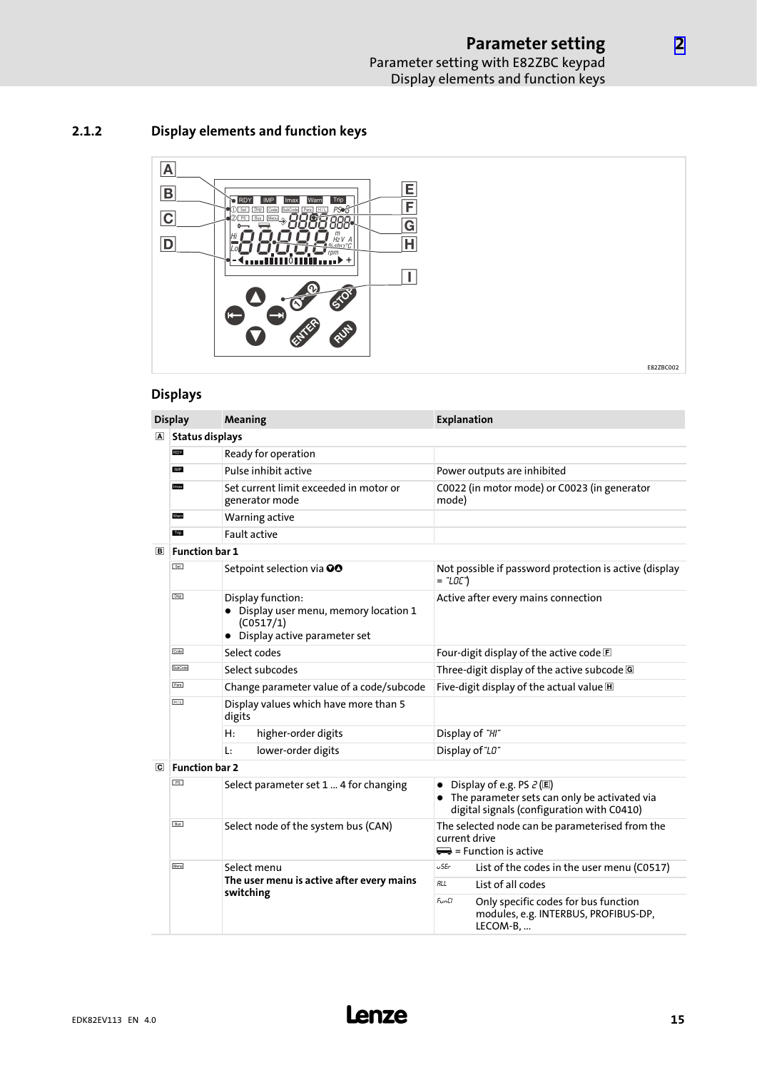### 2.1.2 Display elements and function keys

E82ZBC002

## Displays

| Display | Meaning | Explanation |
|---|---|---|
| A | **Status displays** | |
| RDY | Ready for operation | |
| IMP | Pulse inhibit active | Power outputs are inhibited |
| Imax | Set current limit exceeded in motor or generator mode | C0022 (in motor mode) or C0023 (in generator mode) |
| Warn | Warning active | |
| Trip | Fault active | |
| B | **Function bar 1** | |
| Set | Setpoint selection via ⏶⏷ | Not possible if password protection is active (display = "LOC") |
| Disp | Display function:<br>• Display user menu, memory location 1 (C0517/1)<br>• Display active parameter set | Active after every mains connection |
| Code | Select codes | Four-digit display of the active code F |
| SubCode | Select subcodes | Three-digit display of the active subcode G |
| Para | Change parameter value of a code/subcode | Five-digit display of the actual value H |
| H/L | Display values which have more than 5 digits | |
| | H: higher-order digits | Display of "HI" |
| | L: lower-order digits | Display of "LO" |
| C | **Function bar 2** | |
| PS | Select parameter set 1 ... 4 for changing | • Display of e.g. PS 2 (E)<br>• The parameter sets can only be activated via digital signals (configuration with C0410) |
| Bus | Select node of the system bus (CAN) | The selected node can be parameterised from the current drive<br>= Function is active |
| Menu | Select menu<br>**The user menu is active after every mains switching** | uSEr: List of the codes in the user menu (C0517)<br>ALL: List of all codes<br>FunCI: Only specific codes for bus function modules, e.g. INTERBUS, PROFIBUS-DP, LECOM-B, ... |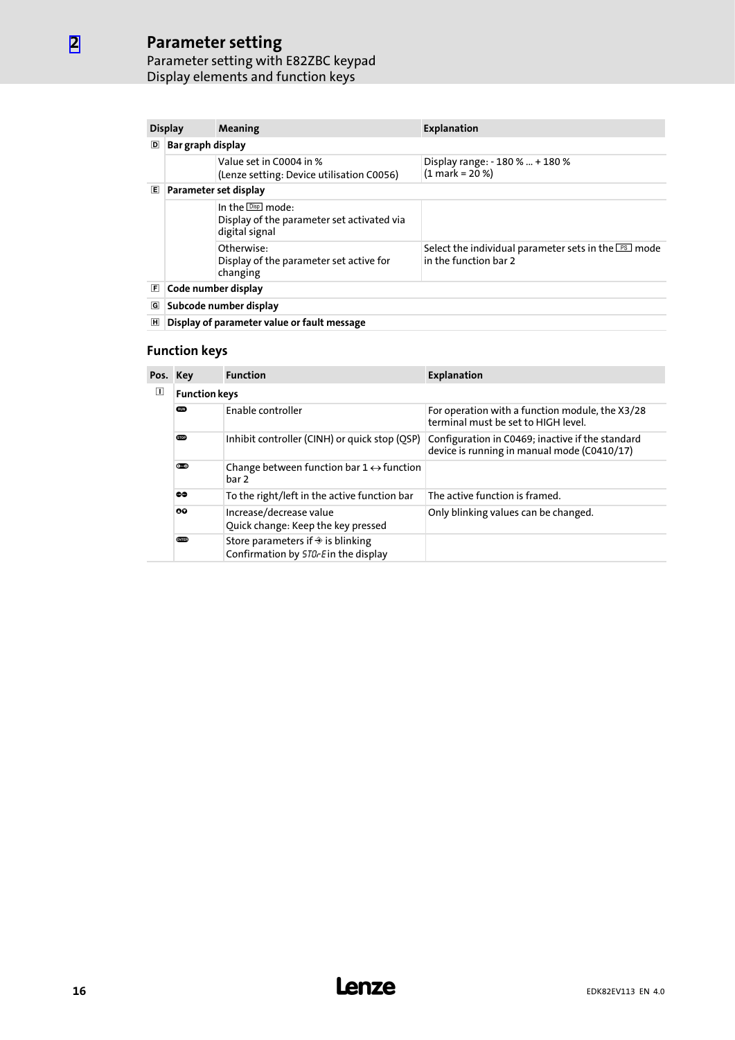# Parameter setting

## Parameter setting with E82ZBC keypad

### Display elements and function keys

| Display | | Meaning | Explanation |
|---|---|---|---|
| D | **Bar graph display** | | |
| | | Value set in C0004 in % (Lenze setting: Device utilisation C0056) | Display range: - 180 % ... + 180 % (1 mark = 20 %) |
| E | **Parameter set display** | | |
| | | In the Disp mode: Display of the parameter set activated via digital signal | |
| | | Otherwise: Display of the parameter set active for changing | Select the individual parameter sets in the PS mode in the function bar 2 |
| F | **Code number display** | | |
| G | **Subcode number display** | | |
| H | **Display of parameter value or fault message** | | |

## Function keys

| Pos. | Key | Function | Explanation |
|---|---|---|---|
| I | **Function keys** | | |
| | RUN | Enable controller | For operation with a function module, the X3/28 terminal must be set to HIGH level. |
| | STOP | Inhibit controller (CINH) or quick stop (QSP) | Configuration in C0469; inactive if the standard device is running in manual mode (C0410/17) |
| | ⇔ | Change between function bar 1 ↔ function bar 2 | |
| | ◄► | To the right/left in the active function bar | The active function is framed. |
| | ▲▼ | Increase/decrease value<br>Quick change: Keep the key pressed | Only blinking values can be changed. |
| | ENTER | Store parameters if → is blinking<br>Confirmation by STOrE in the display | |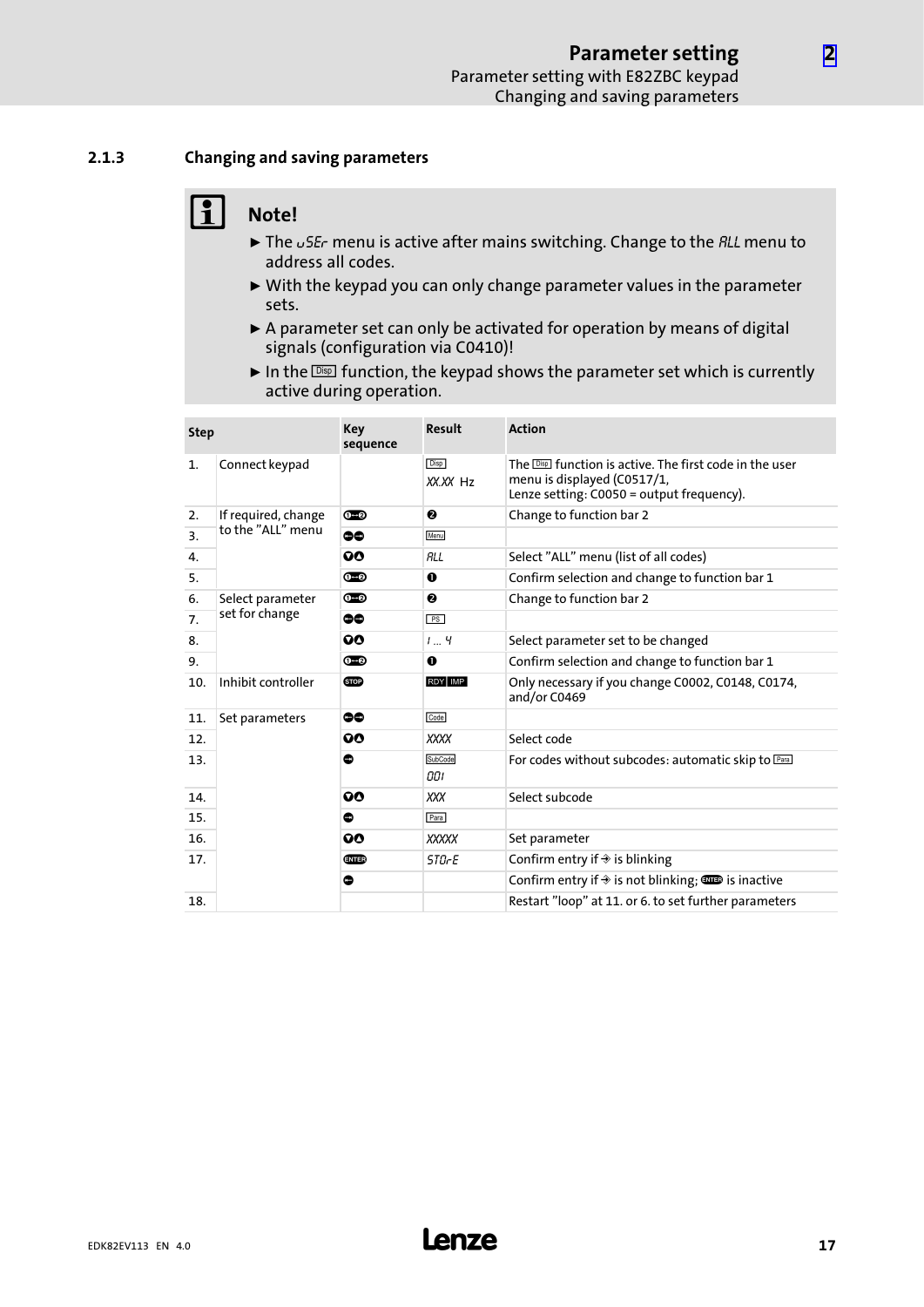### 2.1.3 Changing and saving parameters

**Note!**

- The uSEr menu is active after mains switching. Change to the ALL menu to address all codes.
- With the keypad you can only change parameter values in the parameter sets.
- A parameter set can only be activated for operation by means of digital signals (configuration via C0410)!
- In the Disp function, the keypad shows the parameter set which is currently active during operation.

| Step | | Key sequence | Result | Action |
|---|---|---|---|---|
| 1. | Connect keypad | | Disp XX.XX Hz | The Disp function is active. The first code in the user menu is displayed (C0517/1, Lenze setting: C0050 = output frequency). |
| 2. | If required, change to the "ALL" menu | ❶→❷ | ❷ | Change to function bar 2 |
| 3. | | ◀▶ | Menu | |
| 4. | | ▼▲ | ALL | Select "ALL" menu (list of all codes) |
| 5. | | ❶→❷ | ❶ | Confirm selection and change to function bar 1 |
| 6. | Select parameter set for change | ❶→❷ | ❷ | Change to function bar 2 |
| 7. | | ◀▶ | PS | |
| 8. | | ▼▲ | 1 ... 4 | Select parameter set to be changed |
| 9. | | ❶→❷ | ❶ | Confirm selection and change to function bar 1 |
| 10. | Inhibit controller | STOP | RDY IMP | Only necessary if you change C0002, C0148, C0174, and/or C0469 |
| 11. | Set parameters | ◀▶ | Code | |
| 12. | | ▼▲ | XXXX | Select code |
| 13. | | ▶ | SubCode 001 | For codes without subcodes: automatic skip to Para |
| 14. | | ▼▲ | XXX | Select subcode |
| 15. | | ▶ | Para | |
| 16. | | ▼▲ | XXXXX | Set parameter |
| 17. | | ENTER | STOrE | Confirm entry if ✈ is blinking |
| | | ◀ | | Confirm entry if ✈ is not blinking; ENTER is inactive |
| 18. | | | | Restart "loop" at 11. or 6. to set further parameters |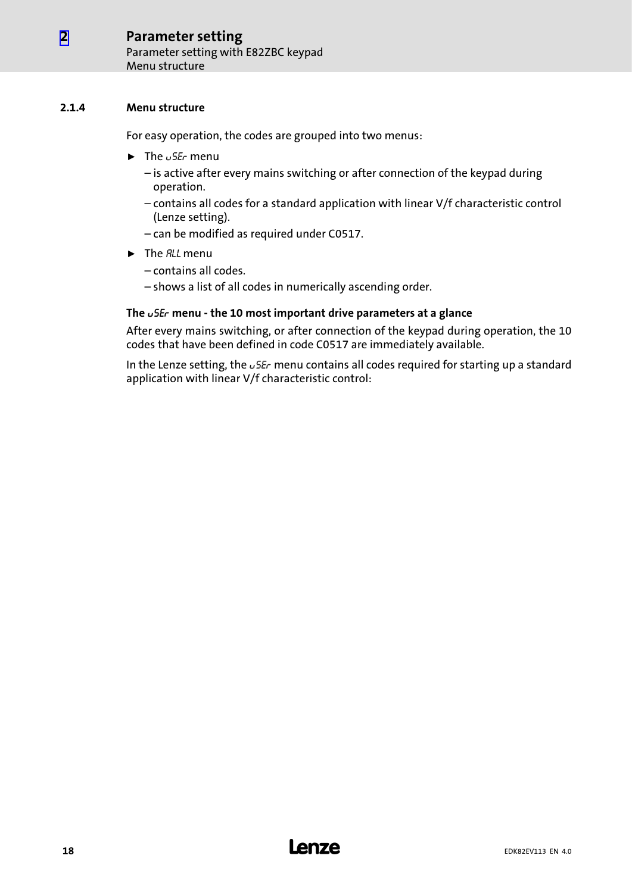### 2.1.4 Menu structure

For easy operation, the codes are grouped into two menus:

- The *uSEr* menu
  - is active after every mains switching or after connection of the keypad during operation.
  - contains all codes for a standard application with linear V/f characteristic control (Lenze setting).
  - can be modified as required under C0517.
- The *ALL* menu
  - contains all codes.
  - shows a list of all codes in numerically ascending order.

**The *uSEr* menu - the 10 most important drive parameters at a glance**

After every mains switching, or after connection of the keypad during operation, the 10 codes that have been defined in code C0517 are immediately available.

In the Lenze setting, the *uSEr* menu contains all codes required for starting up a standard application with linear V/f characteristic control: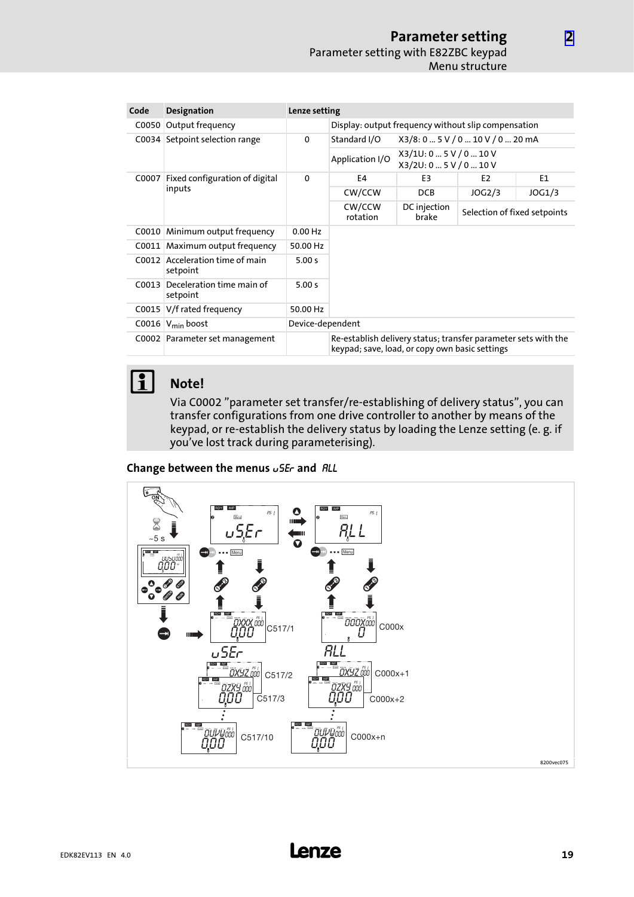| Code | Designation | Lenze setting | | | | |
|---|---|---|---|---|---|---|
| C0050 | Output frequency | | Display: output frequency without slip compensation | | | |
| C0034 | Setpoint selection range | 0 | Standard I/O | X3/8: 0 ... 5 V / 0 ... 10 V / 0 ... 20 mA | | |
| | | | Application I/O | X3/1U: 0 ... 5 V / 0 ... 10 V<br>X3/2U: 0 ... 5 V / 0 ... 10 V | | |
| C0007 | Fixed configuration of digital inputs | 0 | E4 | E3 | E2 | E1 |
| | | | CW/CCW | DCB | JOG2/3 | JOG1/3 |
| | | | CW/CCW rotation | DC injection brake | Selection of fixed setpoints | |
| C0010 | Minimum output frequency | 0.00 Hz | | | | |
| C0011 | Maximum output frequency | 50.00 Hz | | | | |
| C0012 | Acceleration time of main setpoint | 5.00 s | | | | |
| C0013 | Deceleration time main of setpoint | 5.00 s | | | | |
| C0015 | V/f rated frequency | 50.00 Hz | | | | |
| C0016 | $V_{min}$ boost | Device-dependent | | | | |
| C0002 | Parameter set management | | Re-establish delivery status; transfer parameter sets with the keypad; save, load, or copy own basic settings | | | |

## Note!

Via C0002 "parameter set transfer/re-establishing of delivery status", you can transfer configurations from one drive controller to another by means of the keypad, or re-establish the delivery status by loading the Lenze setting (e. g. if you've lost track during parameterising).

### Change between the menus uSEr and ALL

~5 s

uSEr

ALL

C517/1

C517/2

C517/3

C517/10

C000x

C000x+1

C000x+2

C000x+n

8200vec075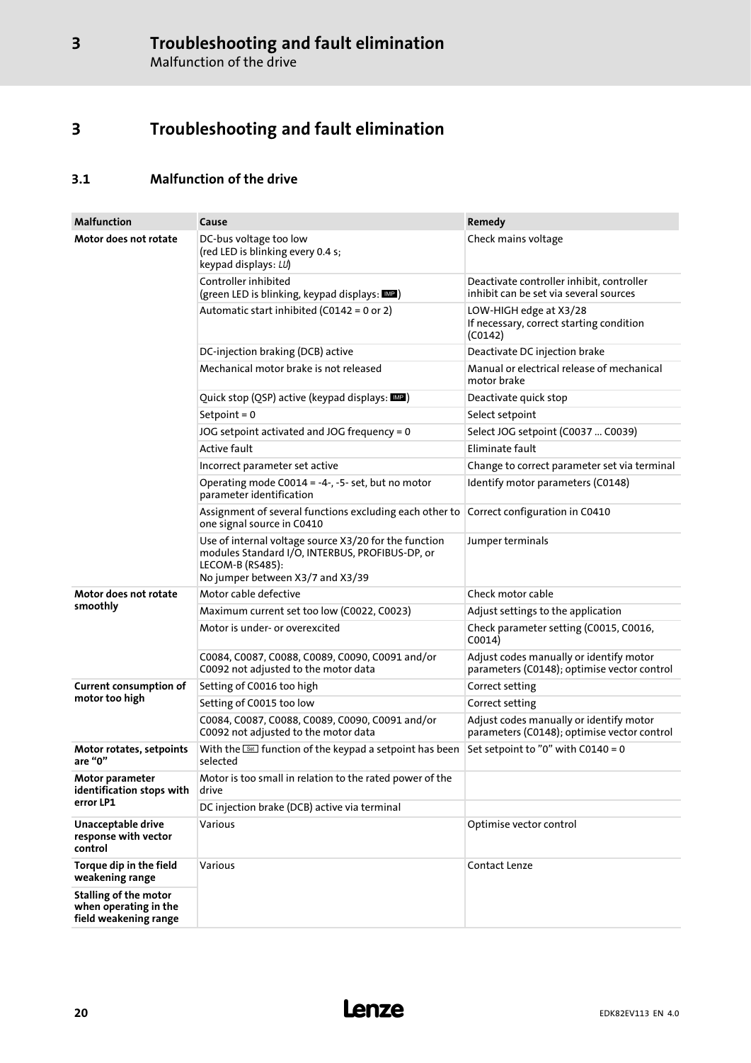# 3 Troubleshooting and fault elimination

## 3.1 Malfunction of the drive

| Malfunction | Cause | Remedy |
|---|---|---|
| **Motor does not rotate** | DC-bus voltage too low (red LED is blinking every 0.4 s; keypad displays: *LU*) | Check mains voltage |
| | Controller inhibited (green LED is blinking, keypad displays: IMP) | Deactivate controller inhibit, controller inhibit can be set via several sources |
| | Automatic start inhibited (C0142 = 0 or 2) | LOW-HIGH edge at X3/28<br>If necessary, correct starting condition (C0142) |
| | DC-injection braking (DCB) active | Deactivate DC injection brake |
| | Mechanical motor brake is not released | Manual or electrical release of mechanical motor brake |
| | Quick stop (QSP) active (keypad displays: IMP) | Deactivate quick stop |
| | Setpoint = 0 | Select setpoint |
| | JOG setpoint activated and JOG frequency = 0 | Select JOG setpoint (C0037 ... C0039) |
| | Active fault | Eliminate fault |
| | Incorrect parameter set active | Change to correct parameter set via terminal |
| | Operating mode C0014 = -4-, -5- set, but no motor parameter identification | Identify motor parameters (C0148) |
| | Assignment of several functions excluding each other to one signal source in C0410 | Correct configuration in C0410 |
| | Use of internal voltage source X3/20 for the function modules Standard I/O, INTERBUS, PROFIBUS-DP, or LECOM-B (RS485):<br>No jumper between X3/7 and X3/39 | Jumper terminals |
| **Motor does not rotate smoothly** | Motor cable defective | Check motor cable |
| | Maximum current set too low (C0022, C0023) | Adjust settings to the application |
| | Motor is under- or overexcited | Check parameter setting (C0015, C0016, C0014) |
| | C0084, C0087, C0088, C0089, C0090, C0091 and/or C0092 not adjusted to the motor data | Adjust codes manually or identify motor parameters (C0148); optimise vector control |
| **Current consumption of motor too high** | Setting of C0016 too high | Correct setting |
| | Setting of C0015 too low | Correct setting |
| | C0084, C0087, C0088, C0089, C0090, C0091 and/or C0092 not adjusted to the motor data | Adjust codes manually or identify motor parameters (C0148); optimise vector control |
| **Motor rotates, setpoints are "0"** | With the Set function of the keypad a setpoint has been selected | Set setpoint to "0" with C0140 = 0 |
| **Motor parameter identification stops with error LP1** | Motor is too small in relation to the rated power of the drive | |
| | DC injection brake (DCB) active via terminal | |
| **Unacceptable drive response with vector control** | Various | Optimise vector control |
| **Torque dip in the field weakening range** | Various | Contact Lenze |
| **Stalling of the motor when operating in the field weakening range** | | |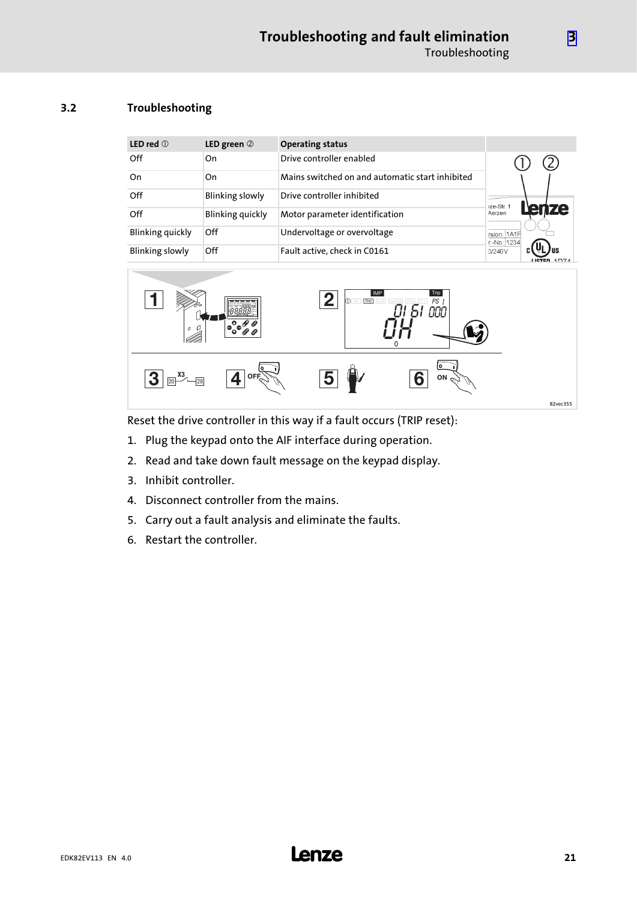## 3.2 Troubleshooting

| LED red ① | LED green ② | Operating status |
|---|---|---|
| Off | On | Drive controller enabled |
| On | On | Mains switched on and automatic start inhibited |
| Off | Blinking slowly | Drive controller inhibited |
| Off | Blinking quickly | Motor parameter identification |
| Blinking quickly | Off | Undervoltage or overvoltage |
| Blinking slowly | Off | Fault active, check in C0161 |

82vec355

Reset the drive controller in this way if a fault occurs (TRIP reset):

1. Plug the keypad onto the AIF interface during operation.
2. Read and take down fault message on the keypad display.
3. Inhibit controller.
4. Disconnect controller from the mains.
5. Carry out a fault analysis and eliminate the faults.
6. Restart the controller.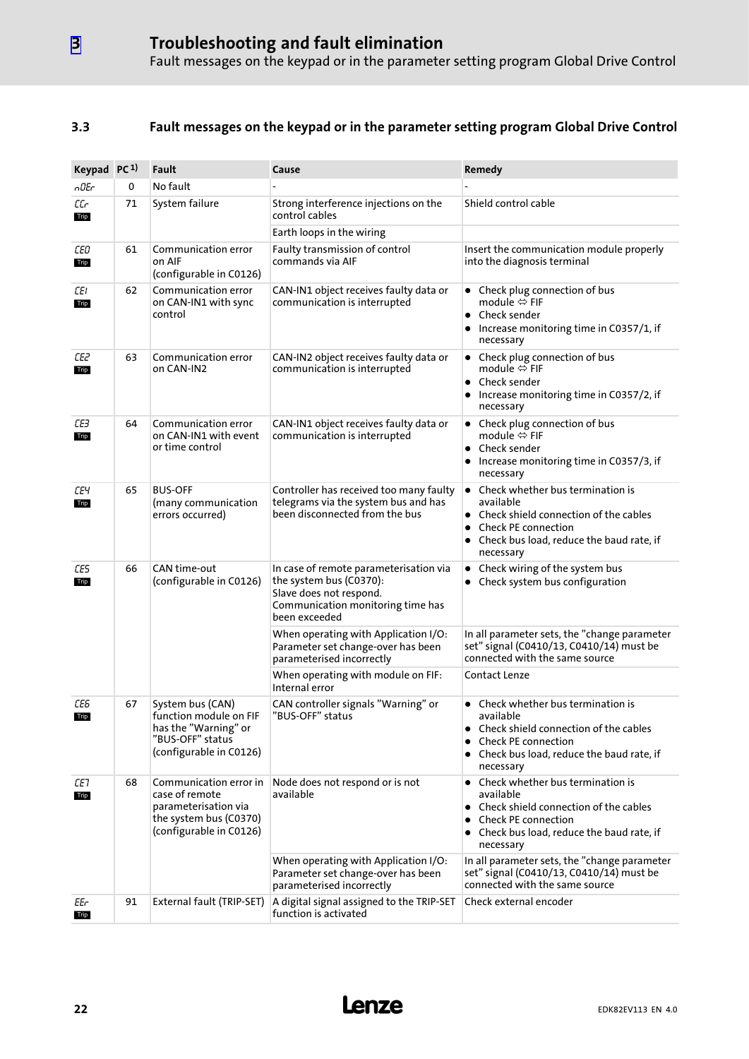## 3.3 Fault messages on the keypad or in the parameter setting program Global Drive Control

| Keypad | PC [1] | Fault | Cause | Remedy |
|---|---|---|---|---|
| nOEr | 0 | No fault | - | - |
| CCr Trip | 71 | System failure | Strong interference injections on the control cables | Shield control cable |
| | | | Earth loops in the wiring | |
| CE0 Trip | 61 | Communication error on AIF (configurable in C0126) | Faulty transmission of control commands via AIF | Insert the communication module properly into the diagnosis terminal |
| CE1 Trip | 62 | Communication error on CAN-IN1 with sync control | CAN-IN1 object receives faulty data or communication is interrupted | • Check plug connection of bus module ⇔ FIF<br>• Check sender<br>• Increase monitoring time in C0357/1, if necessary |
| CE2 Trip | 63 | Communication error on CAN-IN2 | CAN-IN2 object receives faulty data or communication is interrupted | • Check plug connection of bus module ⇔ FIF<br>• Check sender<br>• Increase monitoring time in C0357/2, if necessary |
| CE3 Trip | 64 | Communication error on CAN-IN1 with event or time control | CAN-IN1 object receives faulty data or communication is interrupted | • Check plug connection of bus module ⇔ FIF<br>• Check sender<br>• Increase monitoring time in C0357/3, if necessary |
| CE4 Trip | 65 | BUS-OFF (many communication errors occurred) | Controller has received too many faulty telegrams via the system bus and has been disconnected from the bus | • Check whether bus termination is available<br>• Check shield connection of the cables<br>• Check PE connection<br>• Check bus load, reduce the baud rate, if necessary |
| CE5 Trip | 66 | CAN time-out (configurable in C0126) | In case of remote parameterisation via the system bus (C0370): Slave does not respond. Communication monitoring time has been exceeded | • Check wiring of the system bus<br>• Check system bus configuration |
| | | | When operating with Application I/O: Parameter set change-over has been parameterised incorrectly | In all parameter sets, the "change parameter set" signal (C0410/13, C0410/14) must be connected with the same source |
| | | | When operating with module on FIF: Internal error | Contact Lenze |
| CE6 Trip | 67 | System bus (CAN) function module on FIF has the "Warning" or "BUS-OFF" status (configurable in C0126) | CAN controller signals "Warning" or "BUS-OFF" status | • Check whether bus termination is available<br>• Check shield connection of the cables<br>• Check PE connection<br>• Check bus load, reduce the baud rate, if necessary |
| CE7 Trip | 68 | Communication error in case of remote parameterisation via the system bus (C0370) (configurable in C0126) | Node does not respond or is not available | • Check whether bus termination is available<br>• Check shield connection of the cables<br>• Check PE connection<br>• Check bus load, reduce the baud rate, if necessary |
| | | | When operating with Application I/O: Parameter set change-over has been parameterised incorrectly | In all parameter sets, the "change parameter set" signal (C0410/13, C0410/14) must be connected with the same source |
| EEr Trip | 91 | External fault (TRIP-SET) | A digital signal assigned to the TRIP-SET function is activated | Check external encoder |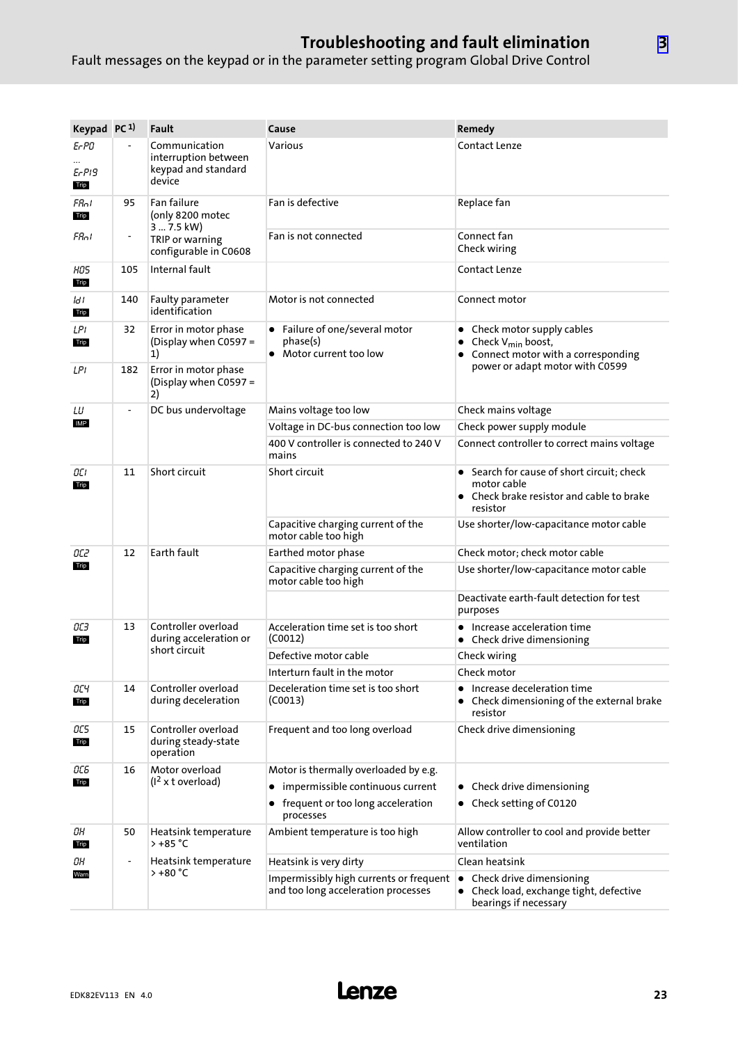# Troubleshooting and fault elimination

Fault messages on the keypad or in the parameter setting program Global Drive Control

| Keypad | PC [1] | Fault | Cause | Remedy |
|---|---|---|---|---|
| ErP0 ... ErP19 Trip | - | Communication interruption between keypad and standard device | Various | Contact Lenze |
| FAn1 Trip | 95 | Fan failure (only 8200 motec 3 ... 7.5 kW) TRIP or warning configurable in C0608 | Fan is defective | Replace fan |
| FAn1 | - | | Fan is not connected | Connect fan<br>Check wiring |
| H05 Trip | 105 | Internal fault | | Contact Lenze |
| Id1 Trip | 140 | Faulty parameter identification | Motor is not connected | Connect motor |
| LP1 Trip | 32 | Error in motor phase (Display when C0597 = 1) | • Failure of one/several motor phase(s)<br>• Motor current too low | • Check motor supply cables<br>• Check $V_{min}$ boost,<br>• Connect motor with a corresponding power or adapt motor with C0599 |
| LP1 | 182 | Error in motor phase (Display when C0597 = 2) | | |
| LU IMP | - | DC bus undervoltage | Mains voltage too low | Check mains voltage |
| | | | Voltage in DC-bus connection too low | Check power supply module |
| | | | 400 V controller is connected to 240 V mains | Connect controller to correct mains voltage |
| OC1 Trip | 11 | Short circuit | Short circuit | • Search for cause of short circuit; check motor cable<br>• Check brake resistor and cable to brake resistor |
| | | | Capacitive charging current of the motor cable too high | Use shorter/low-capacitance motor cable |
| OC2 Trip | 12 | Earth fault | Earthed motor phase | Check motor; check motor cable |
| | | | Capacitive charging current of the motor cable too high | Use shorter/low-capacitance motor cable |
| | | | | Deactivate earth-fault detection for test purposes |
| OC3 Trip | 13 | Controller overload during acceleration or short circuit | Acceleration time set is too short (C0012) | • Increase acceleration time<br>• Check drive dimensioning |
| | | | Defective motor cable | Check wiring |
| | | | Interturn fault in the motor | Check motor |
| OC4 Trip | 14 | Controller overload during deceleration | Deceleration time set is too short (C0013) | • Increase deceleration time<br>• Check dimensioning of the external brake resistor |
| OC5 Trip | 15 | Controller overload during steady-state operation | Frequent and too long overload | Check drive dimensioning |
| OC6 Trip | 16 | Motor overload ($I^2$ x t overload) | Motor is thermally overloaded by e.g.<br>• impermissible continuous current<br>• frequent or too long acceleration processes | • Check drive dimensioning<br>• Check setting of C0120 |
| OH Trip | 50 | Heatsink temperature > +85 °C | Ambient temperature is too high | Allow controller to cool and provide better ventilation |
| OH Warn | - | Heatsink temperature > +80 °C | Heatsink is very dirty | Clean heatsink |
| | | | Impermissibly high currents or frequent and too long acceleration processes | • Check drive dimensioning<br>• Check load, exchange tight, defective bearings if necessary |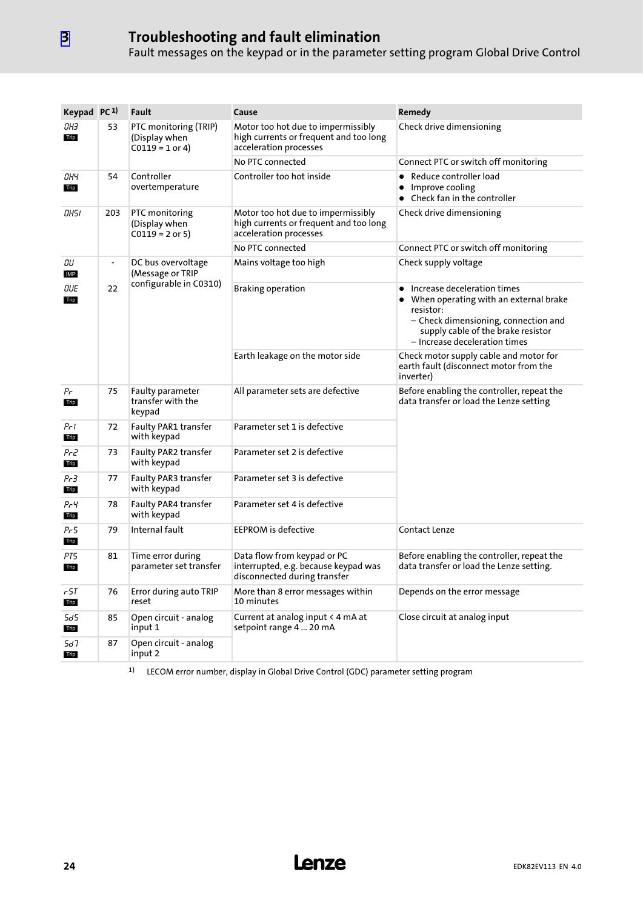# 3 Troubleshooting and fault elimination

Fault messages on the keypad or in the parameter setting program Global Drive Control

| Keypad | PC [1] | Fault | Cause | Remedy |
| --- | --- | --- | --- | --- |
| 0H3 Trip | 53 | PTC monitoring (TRIP) (Display when C0119 = 1 or 4) | Motor too hot due to impermissibly high currents or frequent and too long acceleration processes | Check drive dimensioning |
| | | | No PTC connected | Connect PTC or switch off monitoring |
| 0H4 Trip | 54 | Controller overtemperature | Controller too hot inside | • Reduce controller load<br>• Improve cooling<br>• Check fan in the controller |
| 0H51 | 203 | PTC monitoring (Display when C0119 = 2 or 5) | Motor too hot due to impermissibly high currents or frequent and too long acceleration processes | Check drive dimensioning |
| | | | No PTC connected | Connect PTC or switch off monitoring |
| 0U IMP | - | DC bus overvoltage (Message or TRIP configurable in C0310) | Mains voltage too high | Check supply voltage |
| 0UE Trip | 22 | | Braking operation | • Increase deceleration times<br>• When operating with an external brake resistor:<br>– Check dimensioning, connection and supply cable of the brake resistor<br>– Increase deceleration times |
| | | | Earth leakage on the motor side | Check motor supply cable and motor for earth fault (disconnect motor from the inverter) |
| Pr Trip | 75 | Faulty parameter transfer with the keypad | All parameter sets are defective | Before enabling the controller, repeat the data transfer or load the Lenze setting |
| Pr1 Trip | 72 | Faulty PAR1 transfer with keypad | Parameter set 1 is defective | |
| Pr2 Trip | 73 | Faulty PAR2 transfer with keypad | Parameter set 2 is defective | |
| Pr3 Trip | 77 | Faulty PAR3 transfer with keypad | Parameter set 3 is defective | |
| Pr4 Trip | 78 | Faulty PAR4 transfer with keypad | Parameter set 4 is defective | |
| Pr5 Trip | 79 | Internal fault | EEPROM is defective | Contact Lenze |
| PT5 Trip | 81 | Time error during parameter set transfer | Data flow from keypad or PC interrupted, e.g. because keypad was disconnected during transfer | Before enabling the controller, repeat the data transfer or load the Lenze setting. |
| rST Trip | 76 | Error during auto TRIP reset | More than 8 error messages within 10 minutes | Depends on the error message |
| Sd5 Trip | 85 | Open circuit - analog input 1 | Current at analog input < 4 mA at setpoint range 4 ... 20 mA | Close circuit at analog input |
| Sd7 Trip | 87 | Open circuit - analog input 2 | | |

1) LECOM error number, display in Global Drive Control (GDC) parameter setting program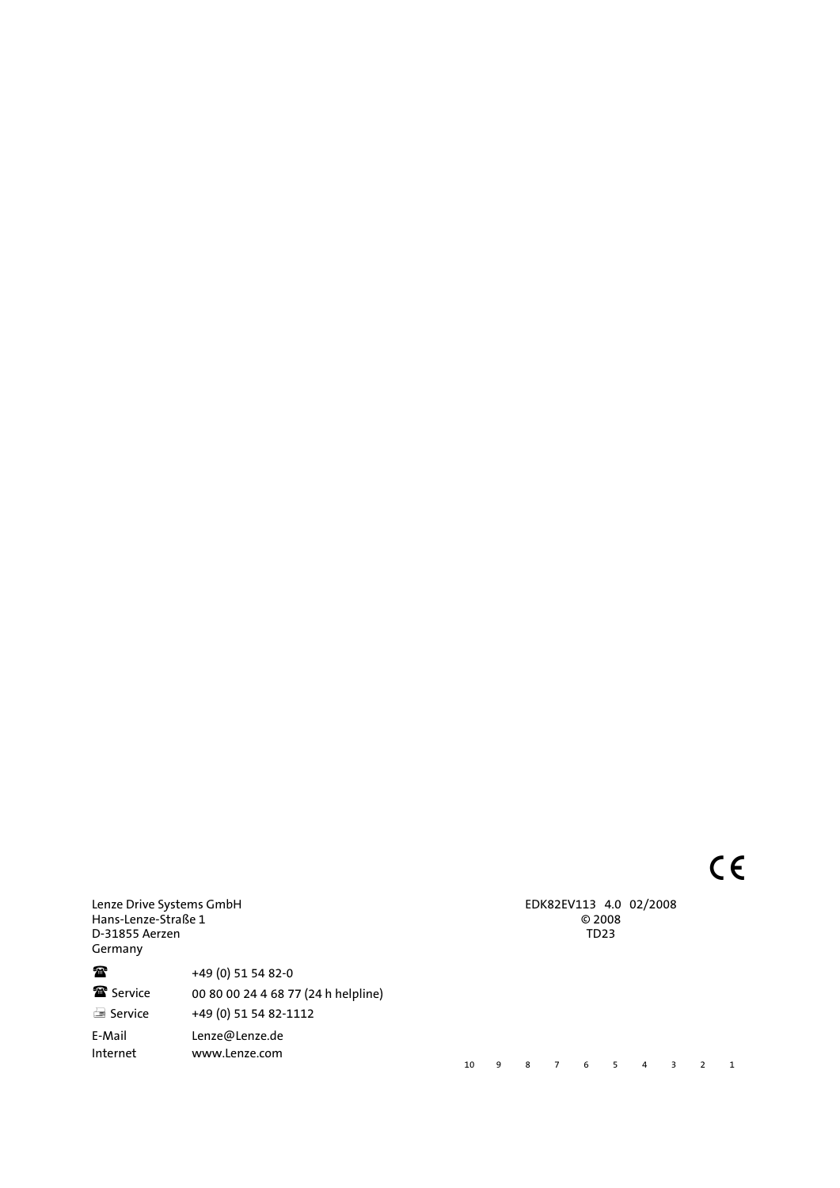Lenze Drive Systems GmbH
Hans-Lenze-Straße 1
D-31855 Aerzen
Germany

| | |
|---|---|
| ☎ | +49 (0) 51 54 82-0 |
| ☎ Service | 00 80 00 24 4 68 77 (24 h helpline) |
| 🖷 Service | +49 (0) 51 54 82-1112 |
| E-Mail | Lenze@Lenze.de |
| Internet | www.Lenze.com |

EDK82EV113 4.0 02/2008
© 2008
TD23

10 9 8 7 6 5 4 3 2 1